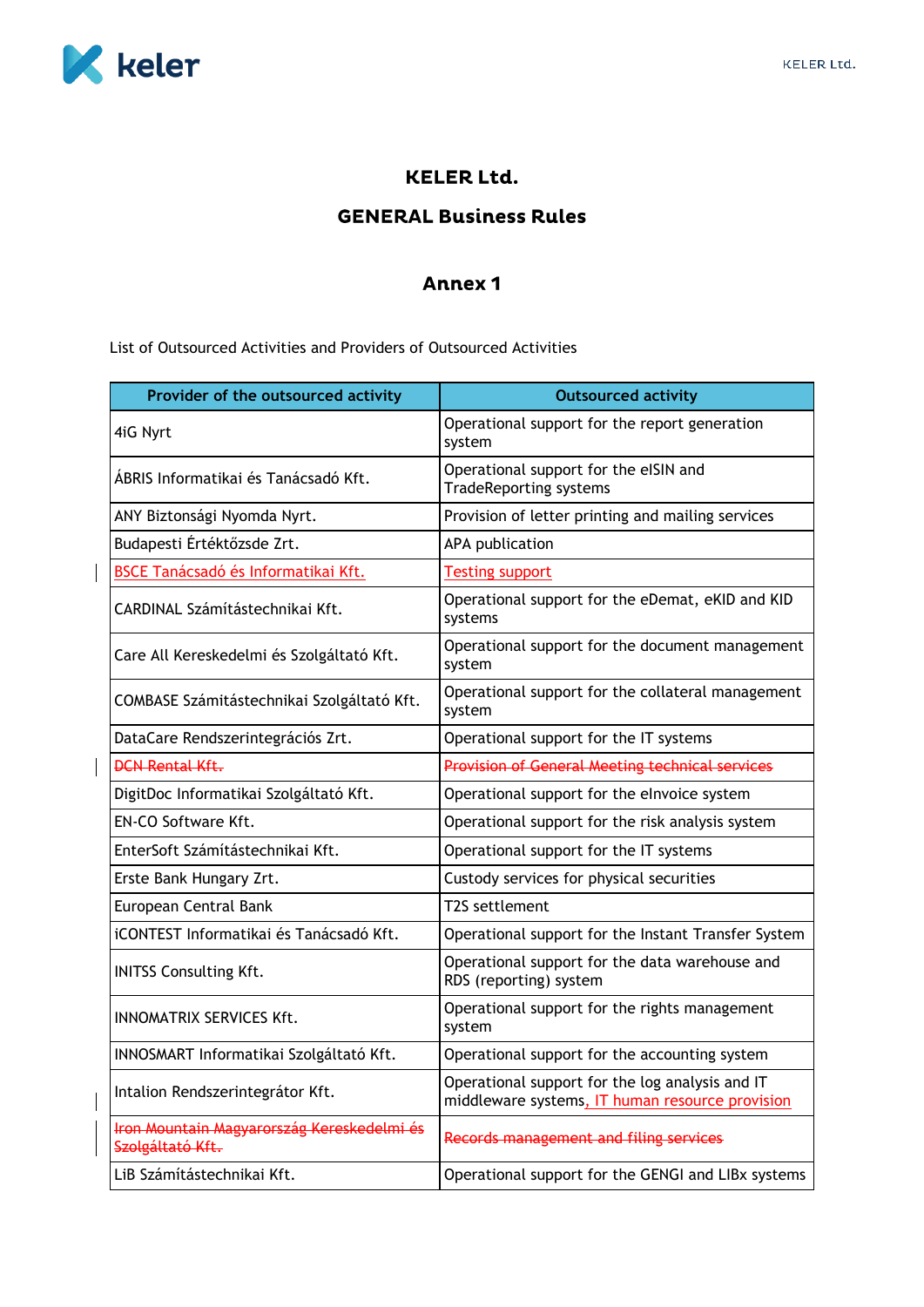# KELER Ltd.

## GENERAL Business Rules

## Annex 1

List of Outsourced Activities and Providers of Outsourced Activities

| Provider of the outsourced activity | Outsourced activity |
|---|---|
| 4iG Nyrt | Operational support for the report generation system |
| ÁBRIS Informatikai és Tanácsadó Kft. | Operational support for the eISIN and TradeReporting systems |
| ANY Biztonsági Nyomda Nyrt. | Provision of letter printing and mailing services |
| Budapesti Értéktőzsde Zrt. | APA publication |
| BSCE Tanácsadó és Informatikai Kft. | Testing support |
| CARDINAL Számítástechnikai Kft. | Operational support for the eDemat, eKID and KID systems |
| Care All Kereskedelmi és Szolgáltató Kft. | Operational support for the document management system |
| COMBASE Számítástechnikai Szolgáltató Kft. | Operational support for the collateral management system |
| DataCare Rendszerintegrációs Zrt. | Operational support for the IT systems |
| ~~DCN Rental Kft.~~ | ~~Provision of General Meeting technical services~~ |
| DigitDoc Informatikai Szolgáltató Kft. | Operational support for the eInvoice system |
| EN-CO Software Kft. | Operational support for the risk analysis system |
| EnterSoft Számítástechnikai Kft. | Operational support for the IT systems |
| Erste Bank Hungary Zrt. | Custody services for physical securities |
| European Central Bank | T2S settlement |
| iCONTEST Informatikai és Tanácsadó Kft. | Operational support for the Instant Transfer System |
| INITSS Consulting Kft. | Operational support for the data warehouse and RDS (reporting) system |
| INNOMATRIX SERVICES Kft. | Operational support for the rights management system |
| INNOSMART Informatikai Szolgáltató Kft. | Operational support for the accounting system |
| Intalion Rendszerintegrátor Kft. | Operational support for the log analysis and IT middleware systems, IT human resource provision |
| ~~Iron Mountain Magyarország Kereskedelmi és Szolgáltató Kft.~~ | ~~Records management and filing services~~ |
| LiB Számítástechnikai Kft. | Operational support for the GENGI and LIBx systems |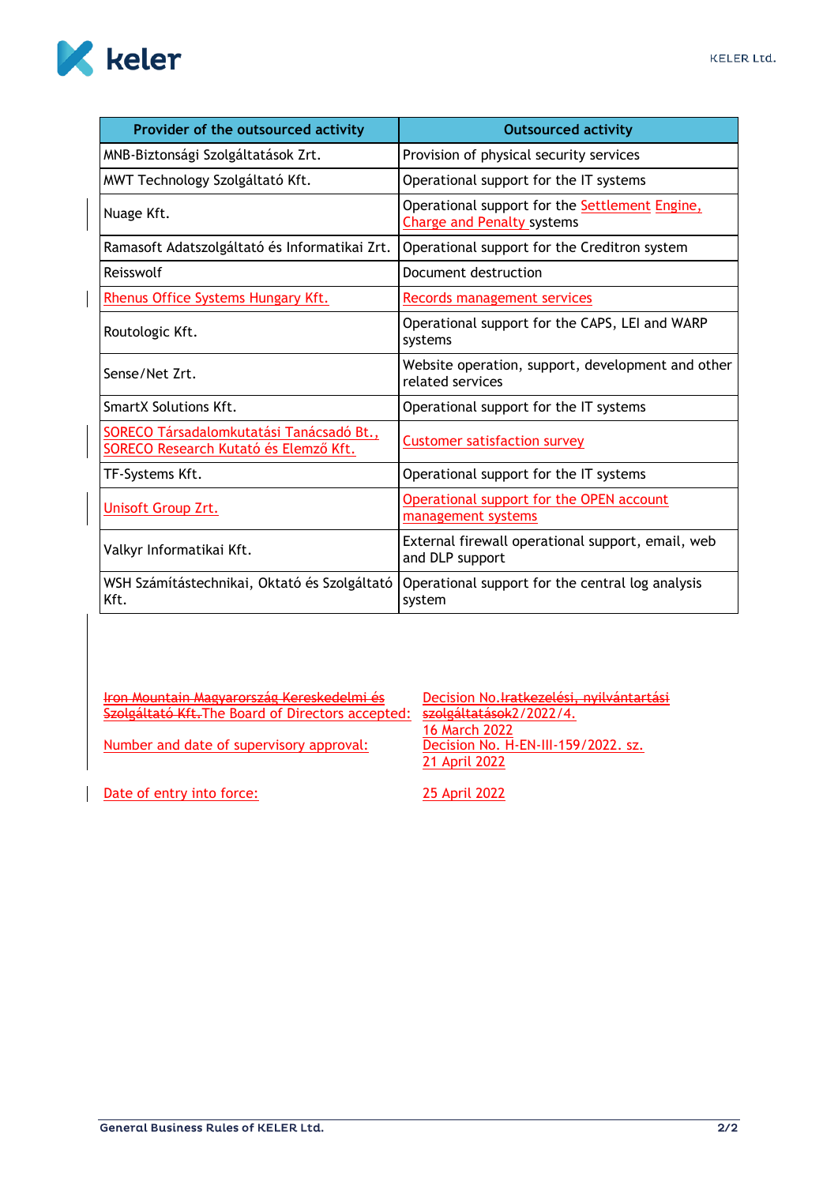| Provider of the outsourced activity | Outsourced activity |
|---|---|
| MNB-Biztonsági Szolgáltatások Zrt. | Provision of physical security services |
| MWT Technology Szolgáltató Kft. | Operational support for the IT systems |
| Nuage Kft. | Operational support for the Settlement Engine, Charge and Penalty systems |
| Ramasoft Adatszolgáltató és Informatikai Zrt. | Operational support for the Creditron system |
| Reisswolf | Document destruction |
| Rhenus Office Systems Hungary Kft. | Records management services |
| Routologic Kft. | Operational support for the CAPS, LEI and WARP systems |
| Sense/Net Zrt. | Website operation, support, development and other related services |
| SmartX Solutions Kft. | Operational support for the IT systems |
| SORECO Társadalomkutatási Tanácsadó Bt., SORECO Research Kutató és Elemző Kft. | Customer satisfaction survey |
| TF-Systems Kft. | Operational support for the IT systems |
| Unisoft Group Zrt. | Operational support for the OPEN account management systems |
| Valkyr Informatikai Kft. | External firewall operational support, email, web and DLP support |
| WSH Számítástechnikai, Oktató és Szolgáltató Kft. | Operational support for the central log analysis system |

| | |
|---|---|
| ~~Iron Mountain Magyarország Kereskedelmi és Szolgáltató Kft.~~ The Board of Directors accepted: | Decision No. ~~Iratkezelési, nyilvántartási szolgáltatások~~ 2/2022/4.<br>16 March 2022 |
| Number and date of supervisory approval: | Decision No. H-EN-III-159/2022. sz.<br>21 April 2022 |
| Date of entry into force: | 25 April 2022 |